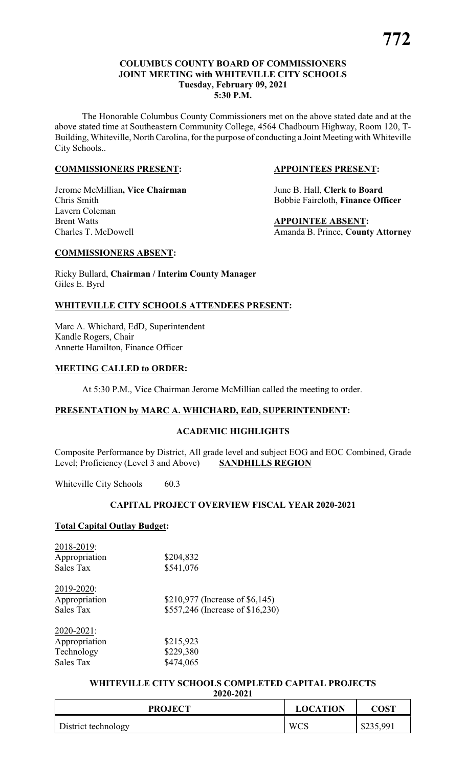**COLUMBUS COUNTY BOARD OF COMMISSIONERS**
**JOINT MEETING with WHITEVILLE CITY SCHOOLS**
**Tuesday, February 09, 2021**
**5:30 P.M.**

The Honorable Columbus County Commissioners met on the above stated date and at the above stated time at Southeastern Community College, 4564 Chadbourn Highway, Room 120, T-Building, Whiteville, North Carolina, for the purpose of conducting a Joint Meeting with Whiteville City Schools..

**COMMISSIONERS PRESENT:**

Jerome McMillian**, Vice Chairman**
Chris Smith
Lavern Coleman
Brent Watts
Charles T. McDowell

**APPOINTEES PRESENT:**

June B. Hall, **Clerk to Board**
Bobbie Faircloth, **Finance Officer**

**APPOINTEE ABSENT:**

Amanda B. Prince, **County Attorney**

**COMMISSIONERS ABSENT:**

Ricky Bullard, **Chairman / Interim County Manager**
Giles E. Byrd

**WHITEVILLE CITY SCHOOLS ATTENDEES PRESENT:**

Marc A. Whichard, EdD, Superintendent
Kandle Rogers, Chair
Annette Hamilton, Finance Officer

**MEETING CALLED to ORDER:**

At 5:30 P.M., Vice Chairman Jerome McMillian called the meeting to order.

**PRESENTATION by MARC A. WHICHARD, EdD, SUPERINTENDENT:**

**ACADEMIC HIGHLIGHTS**

Composite Performance by District, All grade level and subject EOG and EOC Combined, Grade Level; Proficiency (Level 3 and Above) **SANDHILLS REGION**

Whiteville City Schools 60.3

**CAPITAL PROJECT OVERVIEW FISCAL YEAR 2020-2021**

**Total Capital Outlay Budget:**

2018-2019:
Appropriation $204,832
Sales Tax $541,076

2019-2020:
Appropriation $210,977 (Increase of $6,145)
Sales Tax $557,246 (Increase of $16,230)

2020-2021:
Appropriation $215,923
Technology $229,380
Sales Tax $474,065

**WHITEVILLE CITY SCHOOLS COMPLETED CAPITAL PROJECTS**
**2020-2021**

| PROJECT | LOCATION | COST |
|---|---|---|
| District technology | WCS | $235,991 |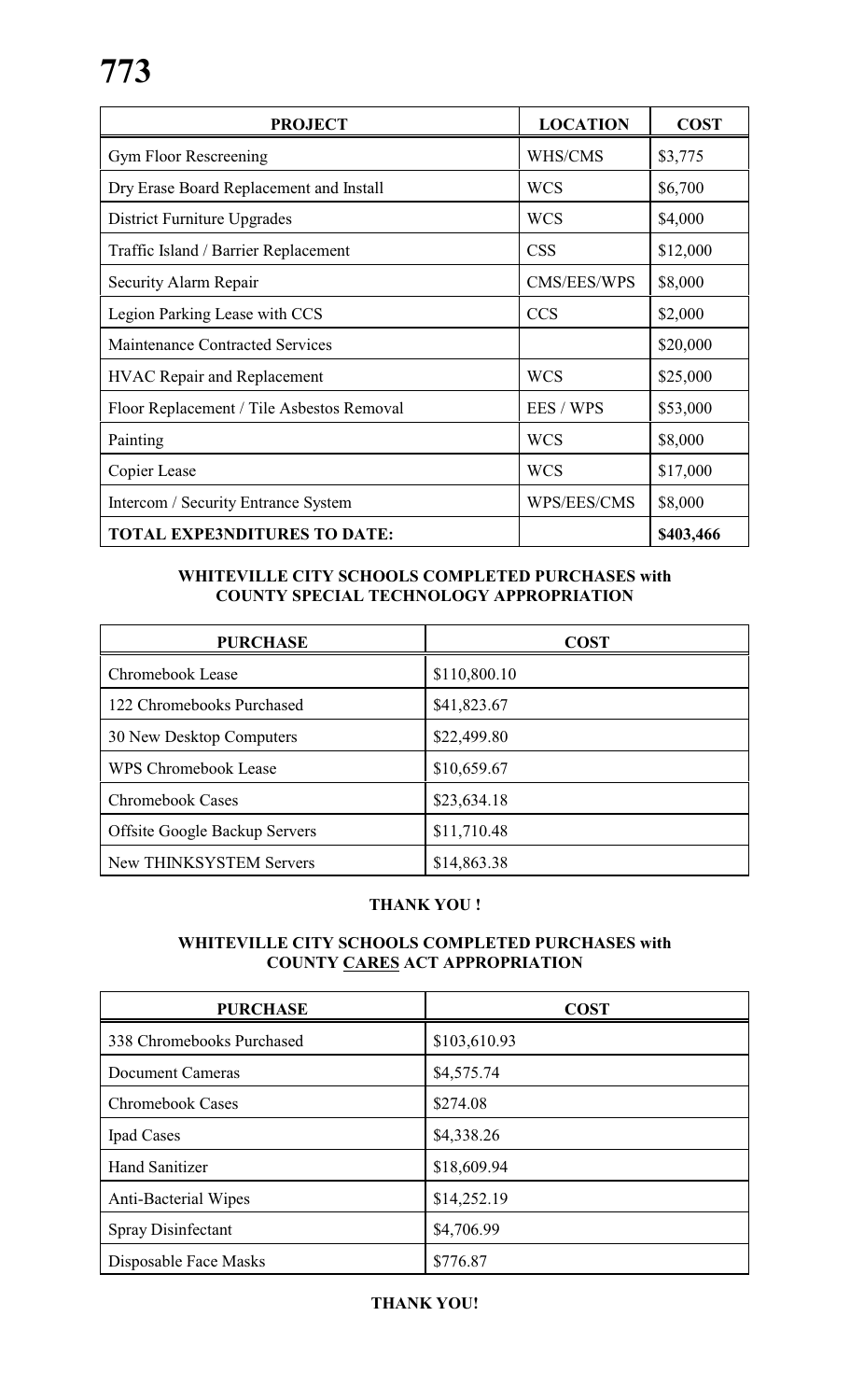| PROJECT | LOCATION | COST |
|---|---|---|
| Gym Floor Rescreening | WHS/CMS | $3,775 |
| Dry Erase Board Replacement and Install | WCS | $6,700 |
| District Furniture Upgrades | WCS | $4,000 |
| Traffic Island / Barrier Replacement | CSS | $12,000 |
| Security Alarm Repair | CMS/EES/WPS | $8,000 |
| Legion Parking Lease with CCS | CCS | $2,000 |
| Maintenance Contracted Services | | $20,000 |
| HVAC Repair and Replacement | WCS | $25,000 |
| Floor Replacement / Tile Asbestos Removal | EES / WPS | $53,000 |
| Painting | WCS | $8,000 |
| Copier Lease | WCS | $17,000 |
| Intercom / Security Entrance System | WPS/EES/CMS | $8,000 |
| **TOTAL EXPE3NDITURES TO DATE:** | | **$403,466** |

**WHITEVILLE CITY SCHOOLS COMPLETED PURCHASES with COUNTY SPECIAL TECHNOLOGY APPROPRIATION**

| PURCHASE | COST |
|---|---|
| Chromebook Lease | $110,800.10 |
| 122 Chromebooks Purchased | $41,823.67 |
| 30 New Desktop Computers | $22,499.80 |
| WPS Chromebook Lease | $10,659.67 |
| Chromebook Cases | $23,634.18 |
| Offsite Google Backup Servers | $11,710.48 |
| New THINKSYSTEM Servers | $14,863.38 |

**THANK YOU !**

**WHITEVILLE CITY SCHOOLS COMPLETED PURCHASES with COUNTY CARES ACT APPROPRIATION**

| PURCHASE | COST |
|---|---|
| 338 Chromebooks Purchased | $103,610.93 |
| Document Cameras | $4,575.74 |
| Chromebook Cases | $274.08 |
| Ipad Cases | $4,338.26 |
| Hand Sanitizer | $18,609.94 |
| Anti-Bacterial Wipes | $14,252.19 |
| Spray Disinfectant | $4,706.99 |
| Disposable Face Masks | $776.87 |

**THANK YOU!**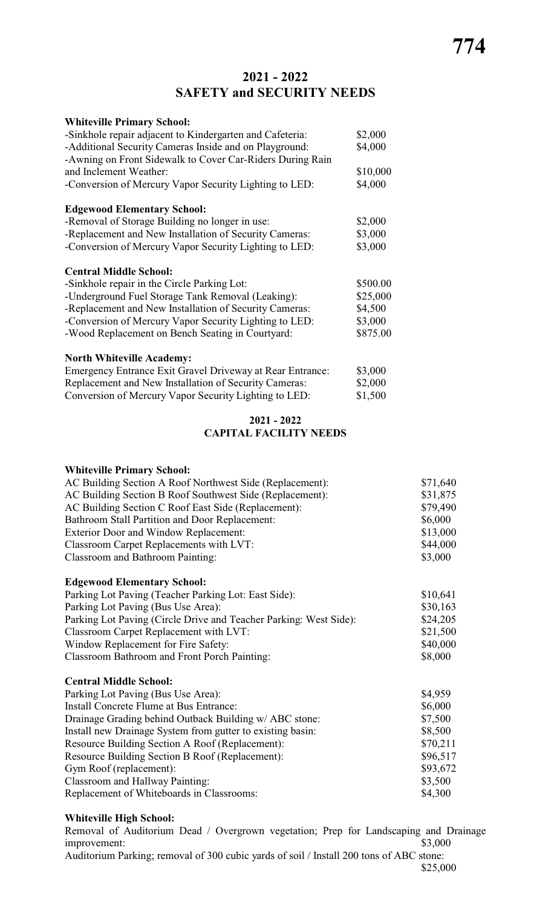# 2021 - 2022
# SAFETY and SECURITY NEEDS

**Whiteville Primary School:**

| | |
|---|---|
| -Sinkhole repair adjacent to Kindergarten and Cafeteria: | $2,000 |
| -Additional Security Cameras Inside and on Playground: | $4,000 |
| -Awning on Front Sidewalk to Cover Car-Riders During Rain and Inclement Weather: | $10,000 |
| -Conversion of Mercury Vapor Security Lighting to LED: | $4,000 |

**Edgewood Elementary School:**

| | |
|---|---|
| -Removal of Storage Building no longer in use: | $2,000 |
| -Replacement and New Installation of Security Cameras: | $3,000 |
| -Conversion of Mercury Vapor Security Lighting to LED: | $3,000 |

**Central Middle School:**

| | |
|---|---|
| -Sinkhole repair in the Circle Parking Lot: | $500.00 |
| -Underground Fuel Storage Tank Removal (Leaking): | $25,000 |
| -Replacement and New Installation of Security Cameras: | $4,500 |
| -Conversion of Mercury Vapor Security Lighting to LED: | $3,000 |
| -Wood Replacement on Bench Seating in Courtyard: | $875.00 |

**North Whiteville Academy:**

| | |
|---|---|
| Emergency Entrance Exit Gravel Driveway at Rear Entrance: | $3,000 |
| Replacement and New Installation of Security Cameras: | $2,000 |
| Conversion of Mercury Vapor Security Lighting to LED: | $1,500 |

## 2021 - 2022
## CAPITAL FACILITY NEEDS

**Whiteville Primary School:**

| | |
|---|---|
| AC Building Section A Roof Northwest Side (Replacement): | $71,640 |
| AC Building Section B Roof Southwest Side (Replacement): | $31,875 |
| AC Building Section C Roof East Side (Replacement): | $79,490 |
| Bathroom Stall Partition and Door Replacement: | $6,000 |
| Exterior Door and Window Replacement: | $13,000 |
| Classroom Carpet Replacements with LVT: | $44,000 |
| Classroom and Bathroom Painting: | $3,000 |

**Edgewood Elementary School:**

| | |
|---|---|
| Parking Lot Paving (Teacher Parking Lot: East Side): | $10,641 |
| Parking Lot Paving (Bus Use Area): | $30,163 |
| Parking Lot Paving (Circle Drive and Teacher Parking: West Side): | $24,205 |
| Classroom Carpet Replacement with LVT: | $21,500 |
| Window Replacement for Fire Safety: | $40,000 |
| Classroom Bathroom and Front Porch Painting: | $8,000 |

**Central Middle School:**

| | |
|---|---|
| Parking Lot Paving (Bus Use Area): | $4,959 |
| Install Concrete Flume at Bus Entrance: | $6,000 |
| Drainage Grading behind Outback Building w/ ABC stone: | $7,500 |
| Install new Drainage System from gutter to existing basin: | $8,500 |
| Resource Building Section A Roof (Replacement): | $70,211 |
| Resource Building Section B Roof (Replacement): | $96,517 |
| Gym Roof (replacement): | $93,672 |
| Classroom and Hallway Painting: | $3,500 |
| Replacement of Whiteboards in Classrooms: | $4,300 |

**Whiteville High School:**

| | |
|---|---|
| Removal of Auditorium Dead / Overgrown vegetation; Prep for Landscaping and Drainage improvement: | $3,000 |
| Auditorium Parking; removal of 300 cubic yards of soil / Install 200 tons of ABC stone: | $25,000 |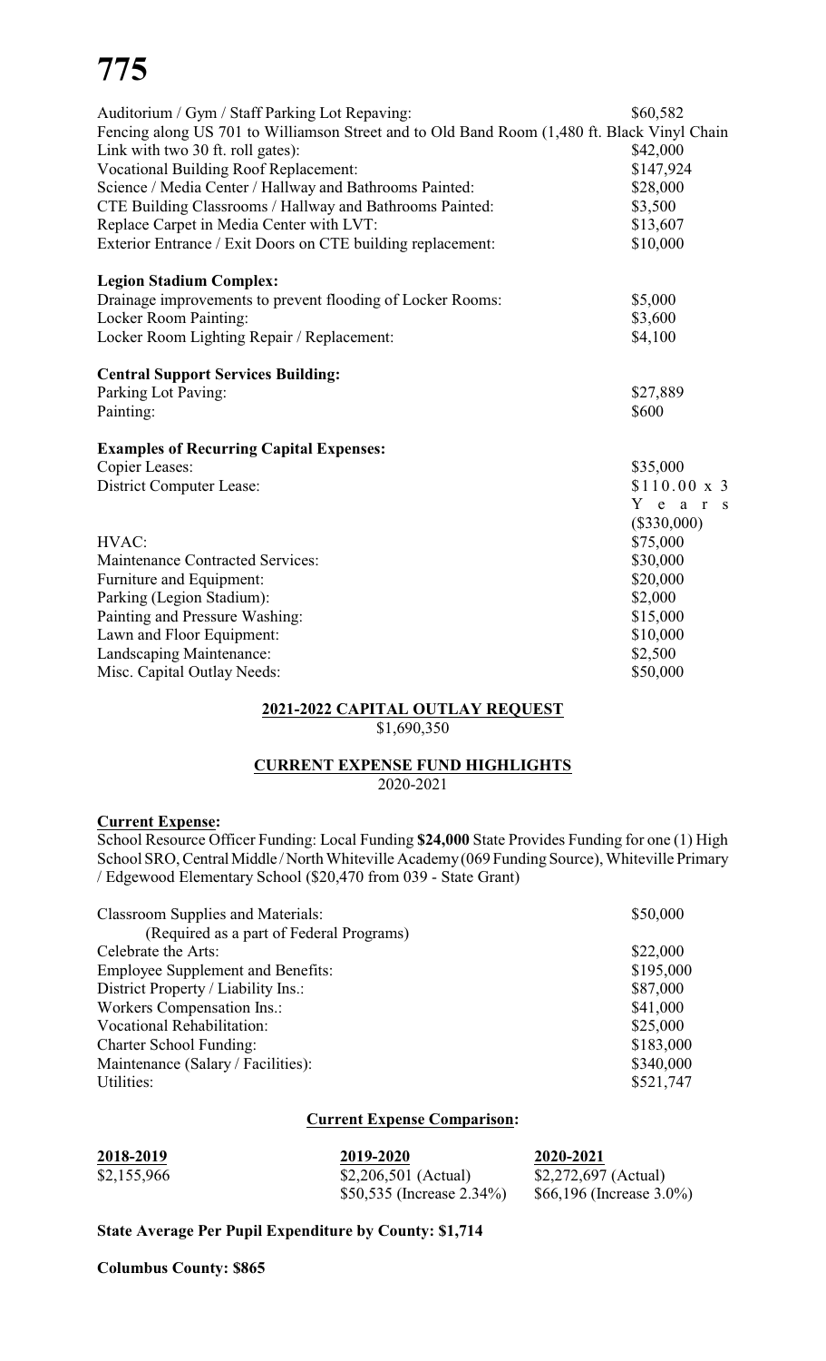# 775

| | |
|---|---|
| Auditorium / Gym / Staff Parking Lot Repaving: | $60,582 |
| Fencing along US 701 to Williamson Street and to Old Band Room (1,480 ft. Black Vinyl Chain Link with two 30 ft. roll gates): | $42,000 |
| Vocational Building Roof Replacement: | $147,924 |
| Science / Media Center / Hallway and Bathrooms Painted: | $28,000 |
| CTE Building Classrooms / Hallway and Bathrooms Painted: | $3,500 |
| Replace Carpet in Media Center with LVT: | $13,607 |
| Exterior Entrance / Exit Doors on CTE building replacement: | $10,000 |

**Legion Stadium Complex:**

| | |
|---|---|
| Drainage improvements to prevent flooding of Locker Rooms: | $5,000 |
| Locker Room Painting: | $3,600 |
| Locker Room Lighting Repair / Replacement: | $4,100 |

**Central Support Services Building:**

| | |
|---|---|
| Parking Lot Paving: | $27,889 |
| Painting: | $600 |

**Examples of Recurring Capital Expenses:**

| | |
|---|---|
| Copier Leases: | $35,000 |
| District Computer Lease: | $110.00 x 3 Years ($330,000) |
| HVAC: | $75,000 |
| Maintenance Contracted Services: | $30,000 |
| Furniture and Equipment: | $20,000 |
| Parking (Legion Stadium): | $2,000 |
| Painting and Pressure Washing: | $15,000 |
| Lawn and Floor Equipment: | $10,000 |
| Landscaping Maintenance: | $2,500 |
| Misc. Capital Outlay Needs: | $50,000 |

**2021-2022 CAPITAL OUTLAY REQUEST**

$1,690,350

**CURRENT EXPENSE FUND HIGHLIGHTS**

2020-2021

**Current Expense:**

School Resource Officer Funding: Local Funding **$24,000** State Provides Funding for one (1) High School SRO, Central Middle / North Whiteville Academy (069 Funding Source), Whiteville Primary / Edgewood Elementary School ($20,470 from 039 - State Grant)

| | |
|---|---|
| Classroom Supplies and Materials: (Required as a part of Federal Programs) | $50,000 |
| Celebrate the Arts: | $22,000 |
| Employee Supplement and Benefits: | $195,000 |
| District Property / Liability Ins.: | $87,000 |
| Workers Compensation Ins.: | $41,000 |
| Vocational Rehabilitation: | $25,000 |
| Charter School Funding: | $183,000 |
| Maintenance (Salary / Facilities): | $340,000 |
| Utilities: | $521,747 |

**Current Expense Comparison:**

| 2018-2019 | 2019-2020 | 2020-2021 |
|---|---|---|
| $2,155,966 | $2,206,501 (Actual) | $2,272,697 (Actual) |
| | $50,535 (Increase 2.34%) | $66,196 (Increase 3.0%) |

**State Average Per Pupil Expenditure by County: $1,714**

**Columbus County: $865**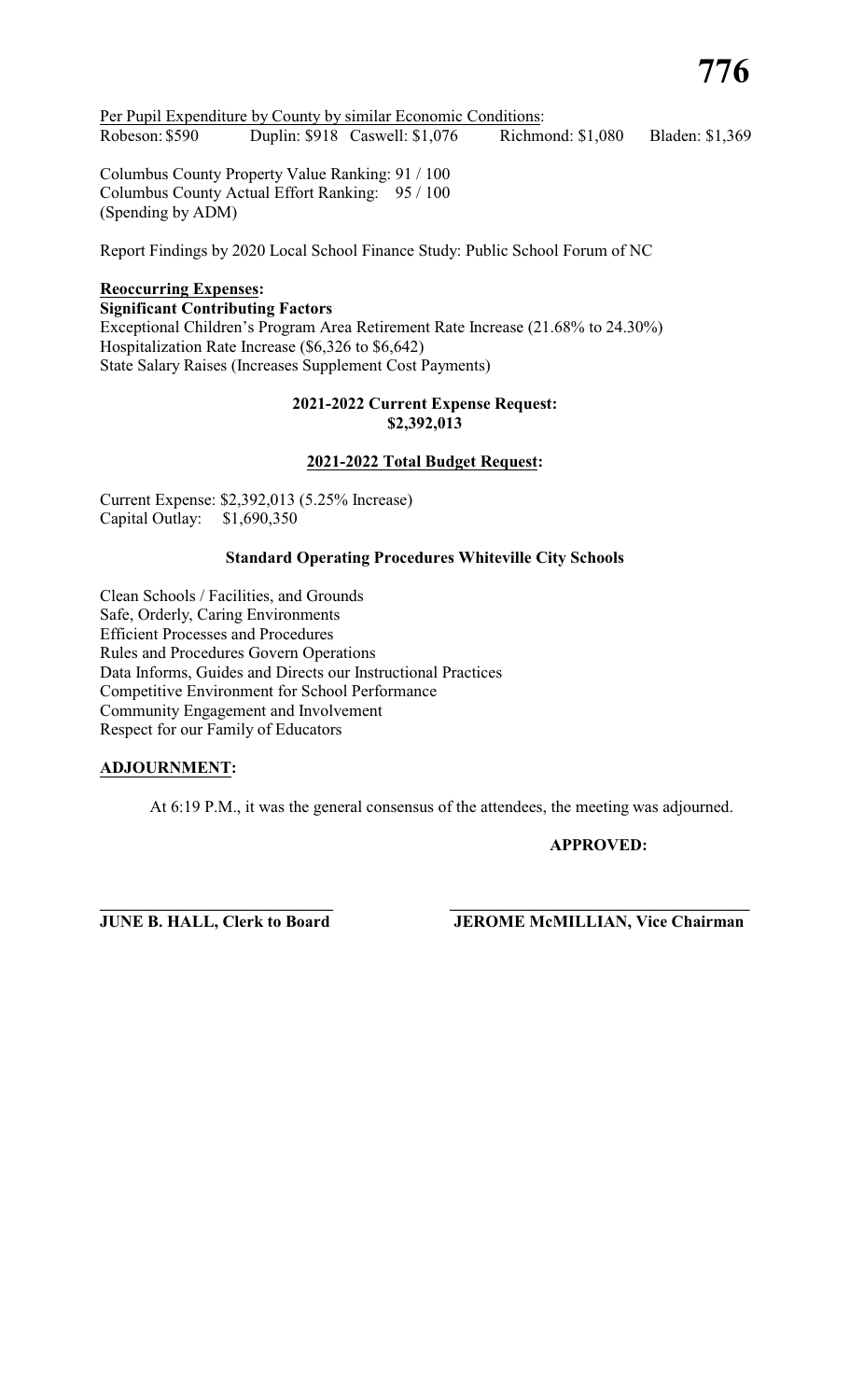<u>Per Pupil Expenditure by County by similar Economic Conditions</u>:
Robeson: $590 Duplin: $918 Caswell: $1,076 Richmond: $1,080 Bladen: $1,369

Columbus County Property Value Ranking: 91 / 100
Columbus County Actual Effort Ranking: 95 / 100
(Spending by ADM)

Report Findings by 2020 Local School Finance Study: Public School Forum of NC

**Reoccurring Expenses:**
**Significant Contributing Factors**
Exceptional Children's Program Area Retirement Rate Increase (21.68% to 24.30%)
Hospitalization Rate Increase ($6,326 to $6,642)
State Salary Raises (Increases Supplement Cost Payments)

**2021-2022 Current Expense Request:**
**$2,392,013**

**2021-2022 Total Budget Request:**

Current Expense: $2,392,013 (5.25% Increase)
Capital Outlay: $1,690,350

**Standard Operating Procedures Whiteville City Schools**

Clean Schools / Facilities, and Grounds
Safe, Orderly, Caring Environments
Efficient Processes and Procedures
Rules and Procedures Govern Operations
Data Informs, Guides and Directs our Instructional Practices
Competitive Environment for School Performance
Community Engagement and Involvement
Respect for our Family of Educators

**ADJOURNMENT:**

At 6:19 P.M., it was the general consensus of the attendees, the meeting was adjourned.

**APPROVED:**

**JUNE B. HALL, Clerk to Board** **JEROME McMILLIAN, Vice Chairman**